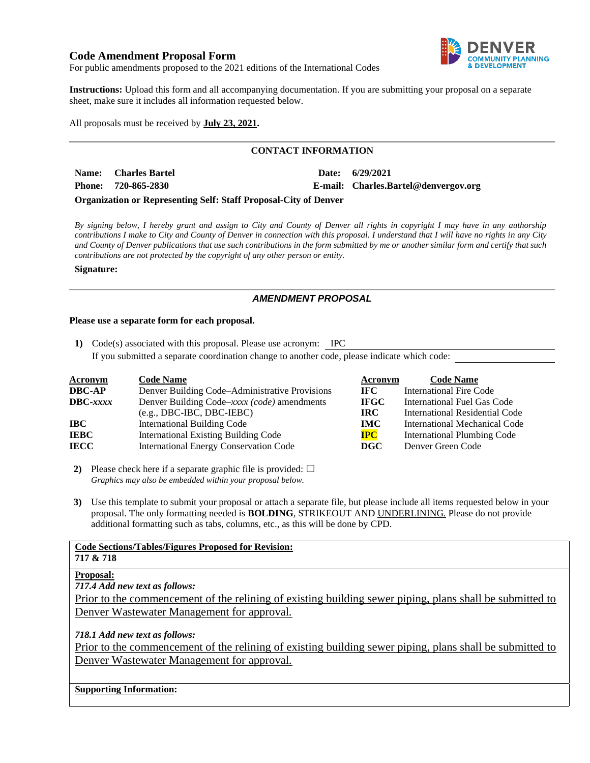# Code Amendment Proposal Form

For public amendments proposed to the 2021 editions of the International Codes

**Instructions:** Upload this form and all accompanying documentation. If you are submitting your proposal on a separate sheet, make sure it includes all information requested below.

All proposals must be received by **<u>July 23, 2021</u>.**

## CONTACT INFORMATION

**Name:** **Charles Bartel** **Date:** **6/29/2021**

**Phone:** **720-865-2830** **E-mail:** **Charles.Bartel@denvergov.org**

**Organization or Representing Self: Staff Proposal-City of Denver**

*By signing below, I hereby grant and assign to City and County of Denver all rights in copyright I may have in any authorship contributions I make to City and County of Denver in connection with this proposal. I understand that I will have no rights in any City and County of Denver publications that use such contributions in the form submitted by me or another similar form and certify that such contributions are not protected by the copyright of any other person or entity.*

**Signature:**

## *AMENDMENT PROPOSAL*

**Please use a separate form for each proposal.**

**1)** Code(s) associated with this proposal. Please use acronym: IPC
If you submitted a separate coordination change to another code, please indicate which code:

| Acronym | Code Name | Acronym | Code Name |
|---|---|---|---|
| **DBC-AP** | Denver Building Code–Administrative Provisions | **IFC** | International Fire Code |
| **DBC-*xxxx*** | Denver Building Code–*xxxx (code)* amendments (e.g., DBC-IBC, DBC-IEBC) | **IFGC** | International Fuel Gas Code |
| | | **IRC** | International Residential Code |
| **IBC** | International Building Code | **IMC** | International Mechanical Code |
| **IEBC** | International Existing Building Code | **IPC** | International Plumbing Code |
| **IECC** | International Energy Conservation Code | **DGC** | Denver Green Code |

**2)** Please check here if a separate graphic file is provided: ☐
*Graphics may also be embedded within your proposal below.*

**3)** Use this template to submit your proposal or attach a separate file, but please include all items requested below in your proposal. The only formatting needed is **BOLDING**, ~~STRIKEOUT~~ AND <u>UNDERLINING.</u> Please do not provide additional formatting such as tabs, columns, etc., as this will be done by CPD.

**<u>Code Sections/Tables/Figures Proposed for Revision:</u>**
**717 & 718**

**<u>Proposal:</u>**

***717.4 Add new text as follows:***

<u>Prior to the commencement of the relining of existing building sewer piping, plans shall be submitted to Denver Wastewater Management for approval.</u>

***718.1 Add new text as follows:***

<u>Prior to the commencement of the relining of existing building sewer piping, plans shall be submitted to Denver Wastewater Management for approval.</u>

**<u>Supporting Information</u>:**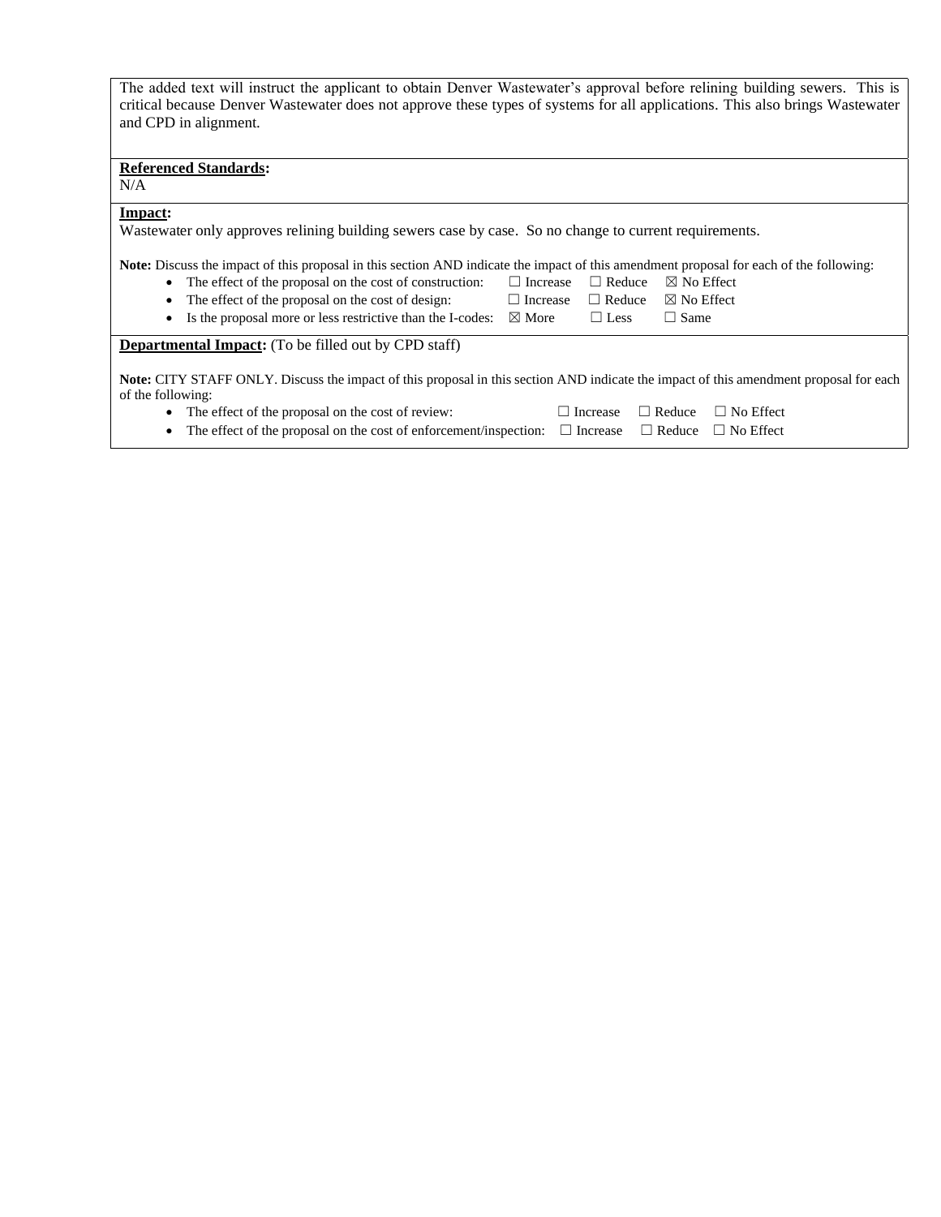The added text will instruct the applicant to obtain Denver Wastewater's approval before relining building sewers. This is critical because Denver Wastewater does not approve these types of systems for all applications. This also brings Wastewater and CPD in alignment.

**Referenced Standards:**
N/A

**Impact:**
Wastewater only approves relining building sewers case by case. So no change to current requirements.

**Note:** Discuss the impact of this proposal in this section AND indicate the impact of this amendment proposal for each of the following:

- The effect of the proposal on the cost of construction: ☐ Increase ☐ Reduce ☒ No Effect
- The effect of the proposal on the cost of design: ☐ Increase ☐ Reduce ☒ No Effect
- Is the proposal more or less restrictive than the I-codes: ☒ More ☐ Less ☐ Same

**Departmental Impact:** (To be filled out by CPD staff)

**Note:** CITY STAFF ONLY. Discuss the impact of this proposal in this section AND indicate the impact of this amendment proposal for each of the following:

- The effect of the proposal on the cost of review: ☐ Increase ☐ Reduce ☐ No Effect
- The effect of the proposal on the cost of enforcement/inspection: ☐ Increase ☐ Reduce ☐ No Effect